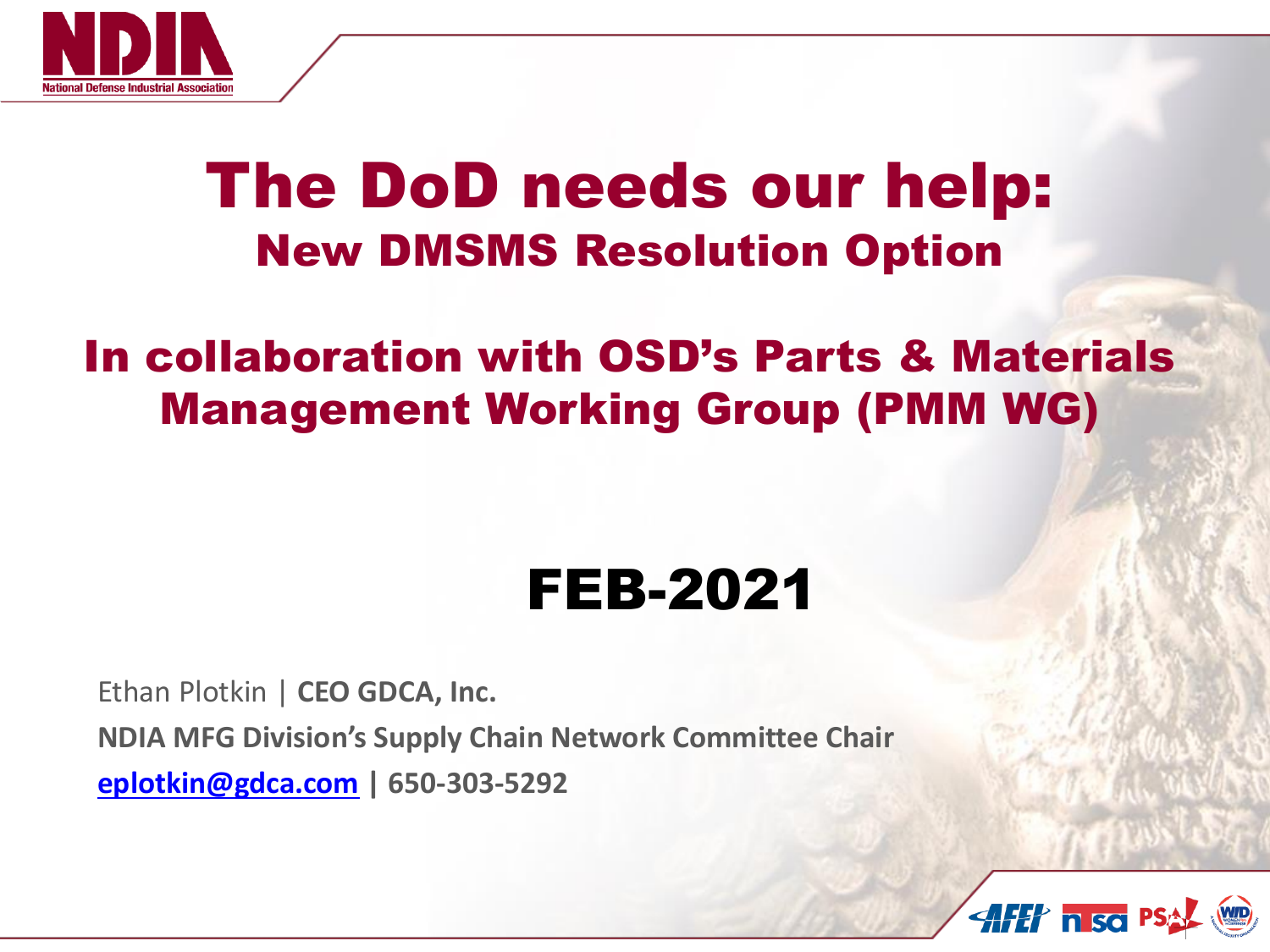# The DoD needs our help:

## New DMSMS Resolution Option

## In collaboration with OSD's Parts & Materials Management Working Group (PMM WG)

## FEB-2021

Ethan Plotkin | **CEO GDCA, Inc.**

**NDIA MFG Division's Supply Chain Network Committee Chair**

**eplotkin@gdca.com | 650-303-5292**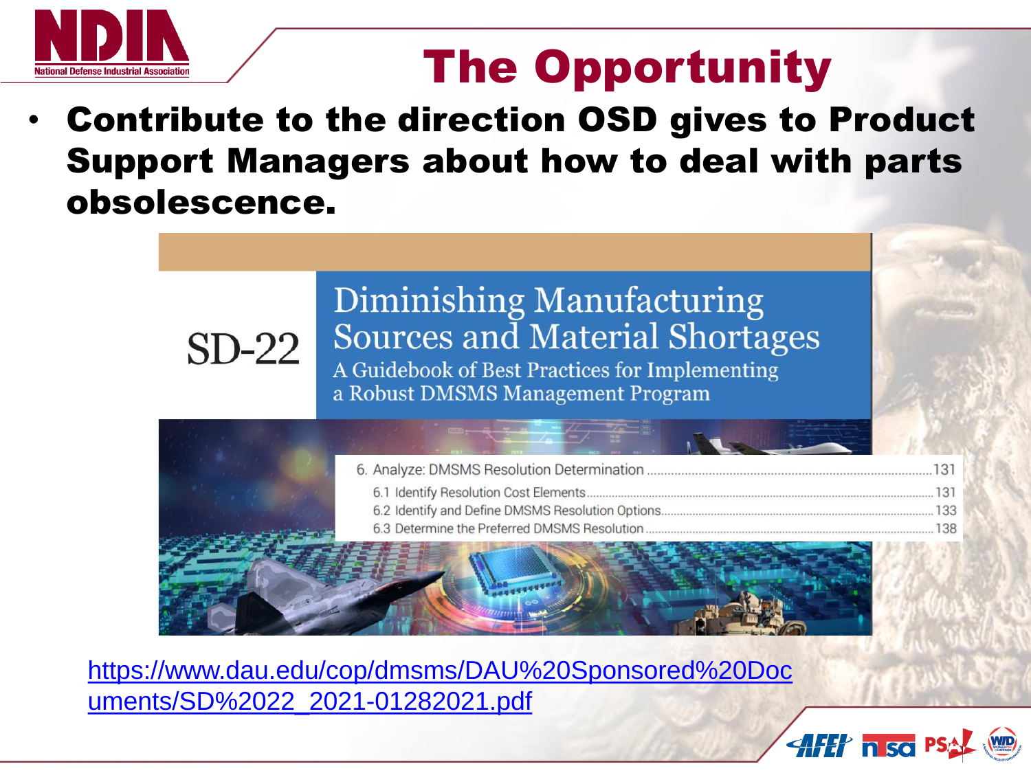# The Opportunity

- **Contribute to the direction OSD gives to Product Support Managers about how to deal with parts obsolescence.**

SD-22

Diminishing Manufacturing Sources and Material Shortages

A Guidebook of Best Practices for Implementing a Robust DMSMS Management Program

6. Analyze: DMSMS Resolution Determination ..... 131
   - 6.1 Identify Resolution Cost Elements ..... 131
   - 6.2 Identify and Define DMSMS Resolution Options ..... 133
   - 6.3 Determine the Preferred DMSMS Resolution ..... 138

https://www.dau.edu/cop/dmsms/DAU%20Sponsored%20Documents/SD%2022_2021-01282021.pdf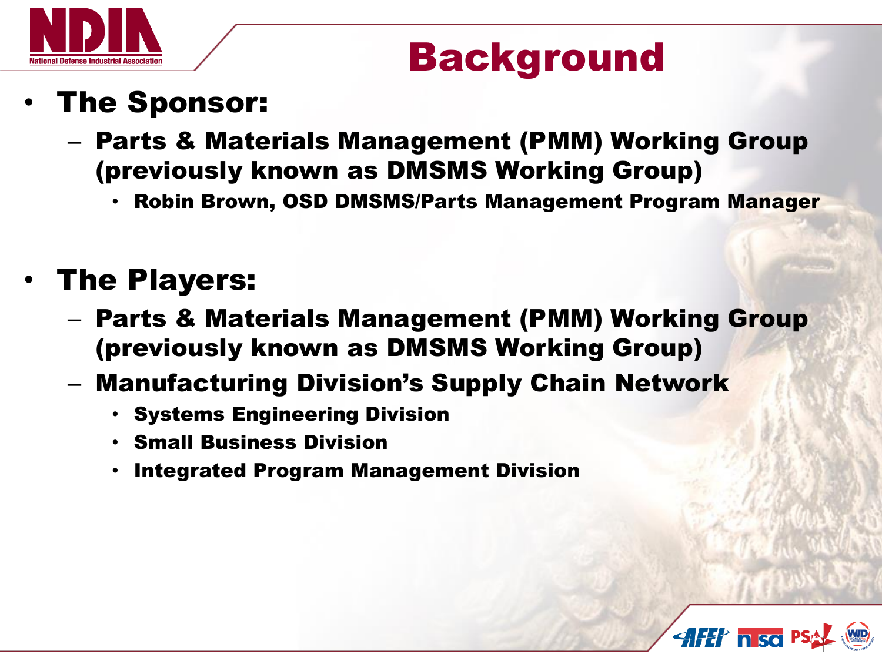# Background

- **The Sponsor:**
  - **Parts & Materials Management (PMM) Working Group (previously known as DMSMS Working Group)**
    - **Robin Brown, OSD DMSMS/Parts Management Program Manager**

- **The Players:**
  - **Parts & Materials Management (PMM) Working Group (previously known as DMSMS Working Group)**
  - **Manufacturing Division's Supply Chain Network**
    - **Systems Engineering Division**
    - **Small Business Division**
    - **Integrated Program Management Division**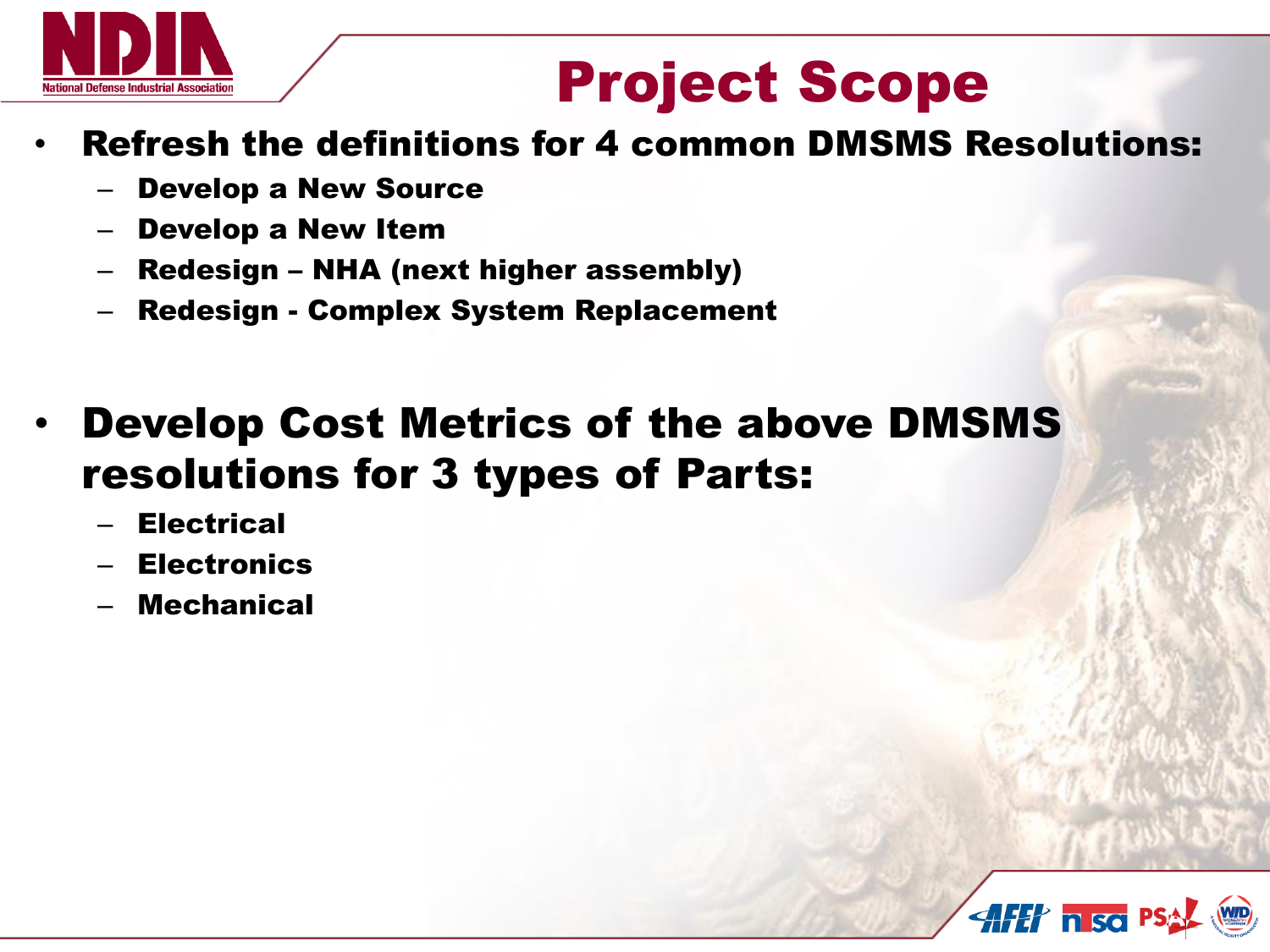# Project Scope

- **Refresh the definitions for 4 common DMSMS Resolutions:**
  - **Develop a New Source**
  - **Develop a New Item**
  - **Redesign – NHA (next higher assembly)**
  - **Redesign - Complex System Replacement**

- **Develop Cost Metrics of the above DMSMS resolutions for 3 types of Parts:**
  - **Electrical**
  - **Electronics**
  - **Mechanical**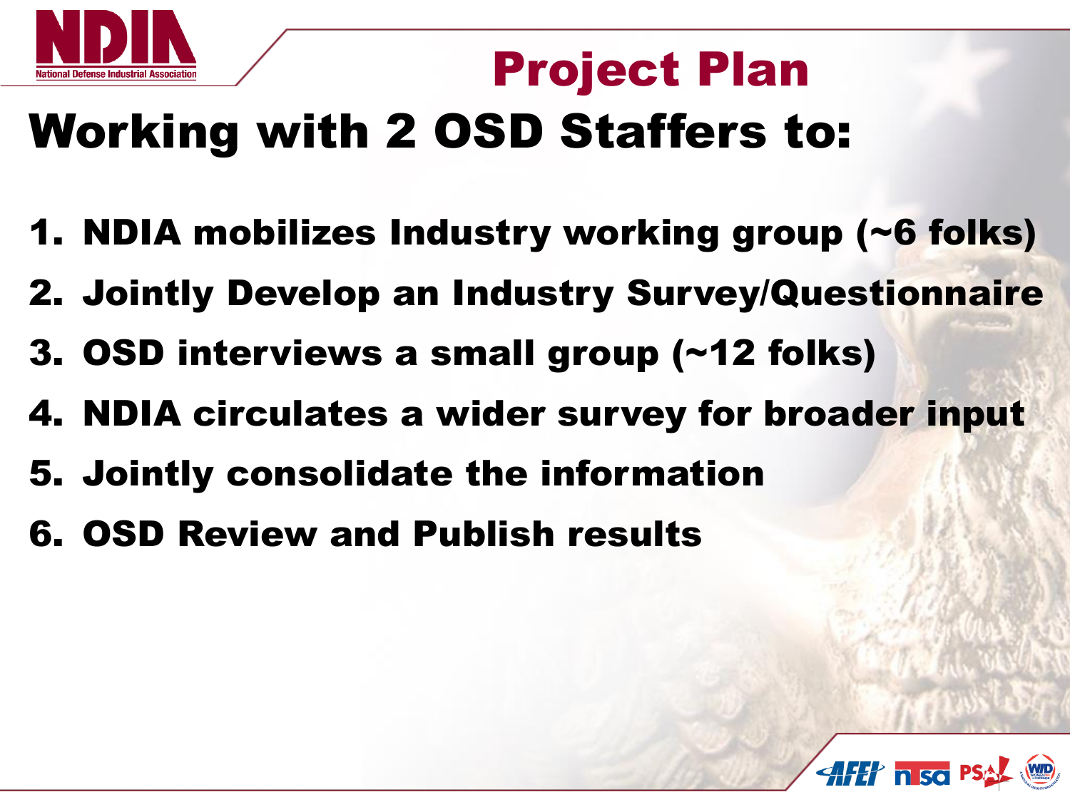# Project Plan

## Working with 2 OSD Staffers to:

1. NDIA mobilizes Industry working group (~6 folks)
2. Jointly Develop an Industry Survey/Questionnaire
3. OSD interviews a small group (~12 folks)
4. NDIA circulates a wider survey for broader input
5. Jointly consolidate the information
6. OSD Review and Publish results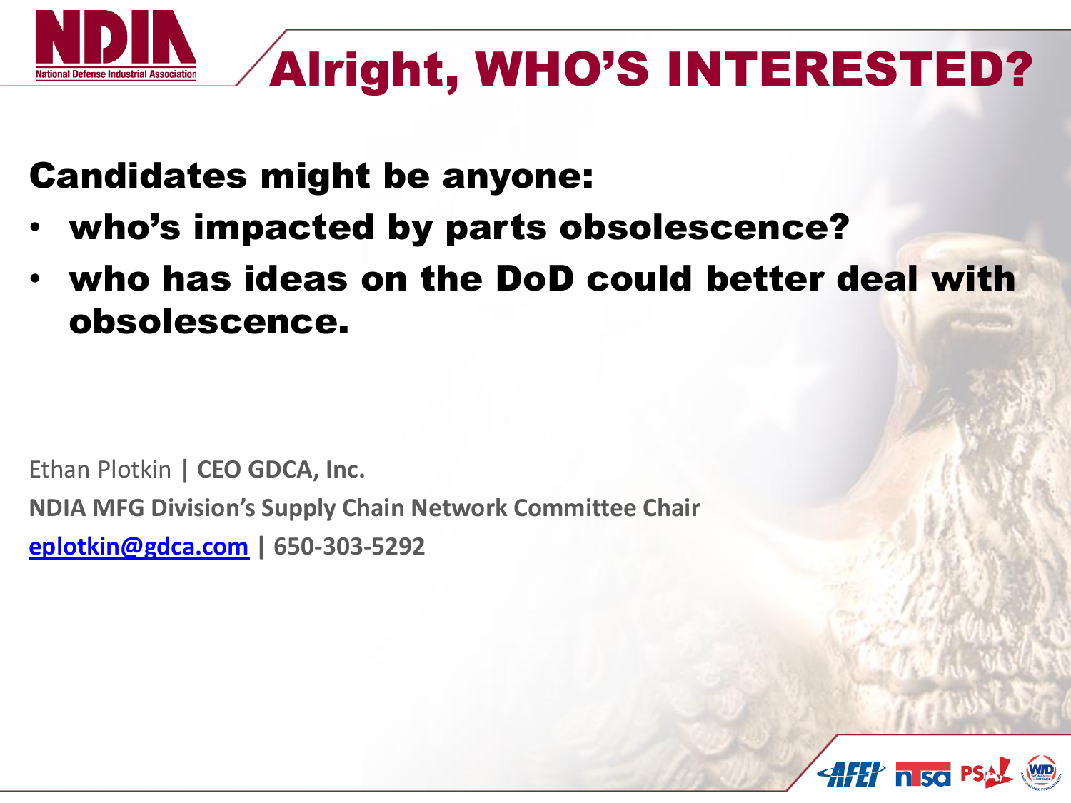# Alright, WHO'S INTERESTED?

## Candidates might be anyone:

- **who's impacted by parts obsolescence?**
- **who has ideas on the DoD could better deal with obsolescence.**

Ethan Plotkin | **CEO GDCA, Inc.**

**NDIA MFG Division's Supply Chain Network Committee Chair**

**eplotkin@gdca.com | 650-303-5292**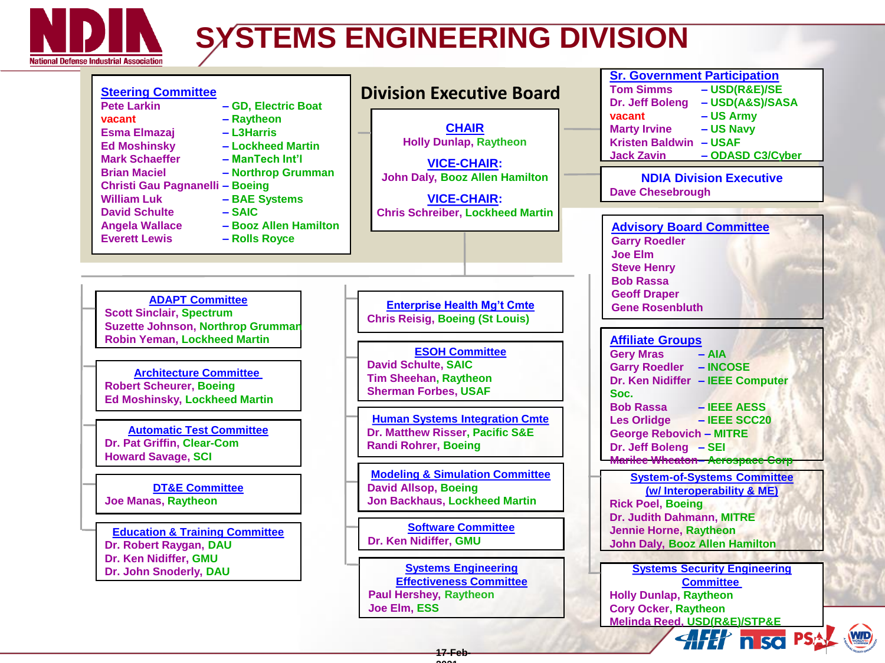# SYSTEMS ENGINEERING DIVISION

## Division Executive Board

**CHAIR**
Holly Dunlap, Raytheon

**VICE-CHAIR:**
John Daly, Booz Allen Hamilton

**VICE-CHAIR:**
Chris Schreiber, Lockheed Martin

### Steering Committee

| Name | Organization |
| --- | --- |
| Pete Larkin | – GD, Electric Boat |
| vacant | – Raytheon |
| Esma Elmazaj | – L3Harris |
| Ed Moshinsky | – Lockheed Martin |
| Mark Schaeffer | – ManTech Int'l |
| Brian Maciel | – Northrop Grumman |
| Christi Gau Pagnanelli | – Boeing |
| William Luk | – BAE Systems |
| David Schulte | – SAIC |
| Angela Wallace | – Booz Allen Hamilton |
| Everett Lewis | – Rolls Royce |

### Sr. Government Participation

| Name | Organization |
| --- | --- |
| Tom Simms | – USD(R&E)/SE |
| Dr. Jeff Boleng | – USD(A&S)/SASA |
| vacant | – US Army |
| Marty Irvine | – US Navy |
| Kristen Baldwin | – USAF |
| Jack Zavin | – ODASD C3/Cyber |

### NDIA Division Executive

Dave Chesebrough

### Advisory Board Committee

- Garry Roedler
- Joe Elm
- Steve Henry
- Bob Rassa
- Geoff Draper
- Gene Rosenbluth

### Affiliate Groups

| Name | Organization |
| --- | --- |
| Gery Mras | – AIA |
| Garry Roedler | – INCOSE |
| Dr. Ken Nidiffer | – IEEE Computer Soc. |
| Bob Rassa | – IEEE AESS |
| Les Orlidge | – IEEE SCC20 |
| George Rebovich | – MITRE |
| Dr. Jeff Boleng | – SEI |
| ~~Marilee Wheaton~~ | ~~– Aerospace Corp~~ |

### ADAPT Committee

- Scott Sinclair, Spectrum
- Suzette Johnson, Northrop Grumman
- Robin Yeman, Lockheed Martin

### Architecture Committee

- Robert Scheurer, Boeing
- Ed Moshinsky, Lockheed Martin

### Automatic Test Committee

- Dr. Pat Griffin, Clear-Com
- Howard Savage, SCI

### DT&E Committee

- Joe Manas, Raytheon

### Education & Training Committee

- Dr. Robert Raygan, DAU
- Dr. Ken Nidiffer, GMU
- Dr. John Snoderly, DAU

### Enterprise Health Mg't Cmte

- Chris Reisig, Boeing (St Louis)

### ESOH Committee

- David Schulte, SAIC
- Tim Sheehan, Raytheon
- Sherman Forbes, USAF

### Human Systems Integration Cmte

- Dr. Matthew Risser, Pacific S&E
- Randi Rohrer, Boeing

### Modeling & Simulation Committee

- David Allsop, Boeing
- Jon Backhaus, Lockheed Martin

### Software Committee

- Dr. Ken Nidiffer, GMU

### Systems Engineering Effectiveness Committee

- Paul Hershey, Raytheon
- Joe Elm, ESS

### System-of-Systems Committee (w/ Interoperability & ME)

- Rick Poel, Boeing
- Dr. Judith Dahmann, MITRE
- Jennie Horne, Raytheon
- John Daly, Booz Allen Hamilton

### Systems Security Engineering Committee

- Holly Dunlap, Raytheon
- Cory Ocker, Raytheon
- Melinda Reed, USD(R&E)/STP&E

17-Feb-2021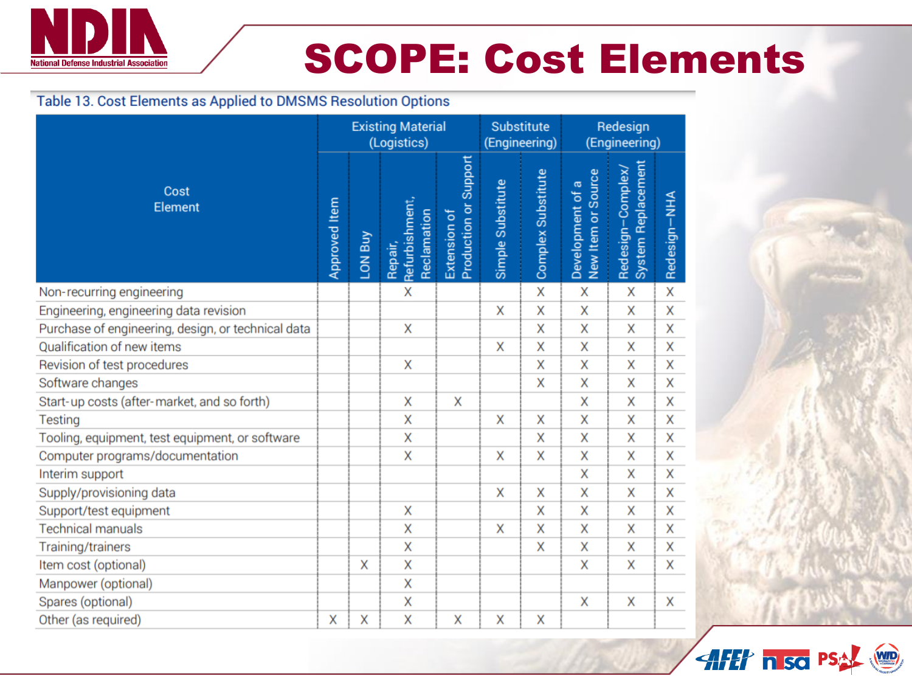# SCOPE: Cost Elements

Table 13. Cost Elements as Applied to DMSMS Resolution Options

| Cost Element | Existing Material (Logistics) | | | | Substitute (Engineering) | | Redesign (Engineering) | | |
|---|---|---|---|---|---|---|---|---|---|
| | Approved Item | LON Buy | Repair, Refurbishment, Reclamation | Extension of Production or Support | Simple Substitute | Complex Substitute | Development of a New Item or Source | Redesign–Complex/ System Replacement | Redesign–NHA |
| Non-recurring engineering | | | X | | | X | X | X | X |
| Engineering, engineering data revision | | | | | X | X | X | X | X |
| Purchase of engineering, design, or technical data | | | X | | | X | X | X | X |
| Qualification of new items | | | | | X | X | X | X | X |
| Revision of test procedures | | | X | | | X | X | X | X |
| Software changes | | | | | | X | X | X | X |
| Start-up costs (after-market, and so forth) | | | X | X | | | X | X | X |
| Testing | | | X | | X | X | X | X | X |
| Tooling, equipment, test equipment, or software | | | X | | | X | X | X | X |
| Computer programs/documentation | | | X | | X | X | X | X | X |
| Interim support | | | | | | | X | X | X |
| Supply/provisioning data | | | | | X | X | X | X | X |
| Support/test equipment | | | X | | | X | X | X | X |
| Technical manuals | | | X | | X | X | X | X | X |
| Training/trainers | | | X | | | X | X | X | X |
| Item cost (optional) | | X | X | | | | X | X | X |
| Manpower (optional) | | | X | | | | | | |
| Spares (optional) | | | X | | | | X | X | X |
| Other (as required) | X | X | X | X | X | X | | | |